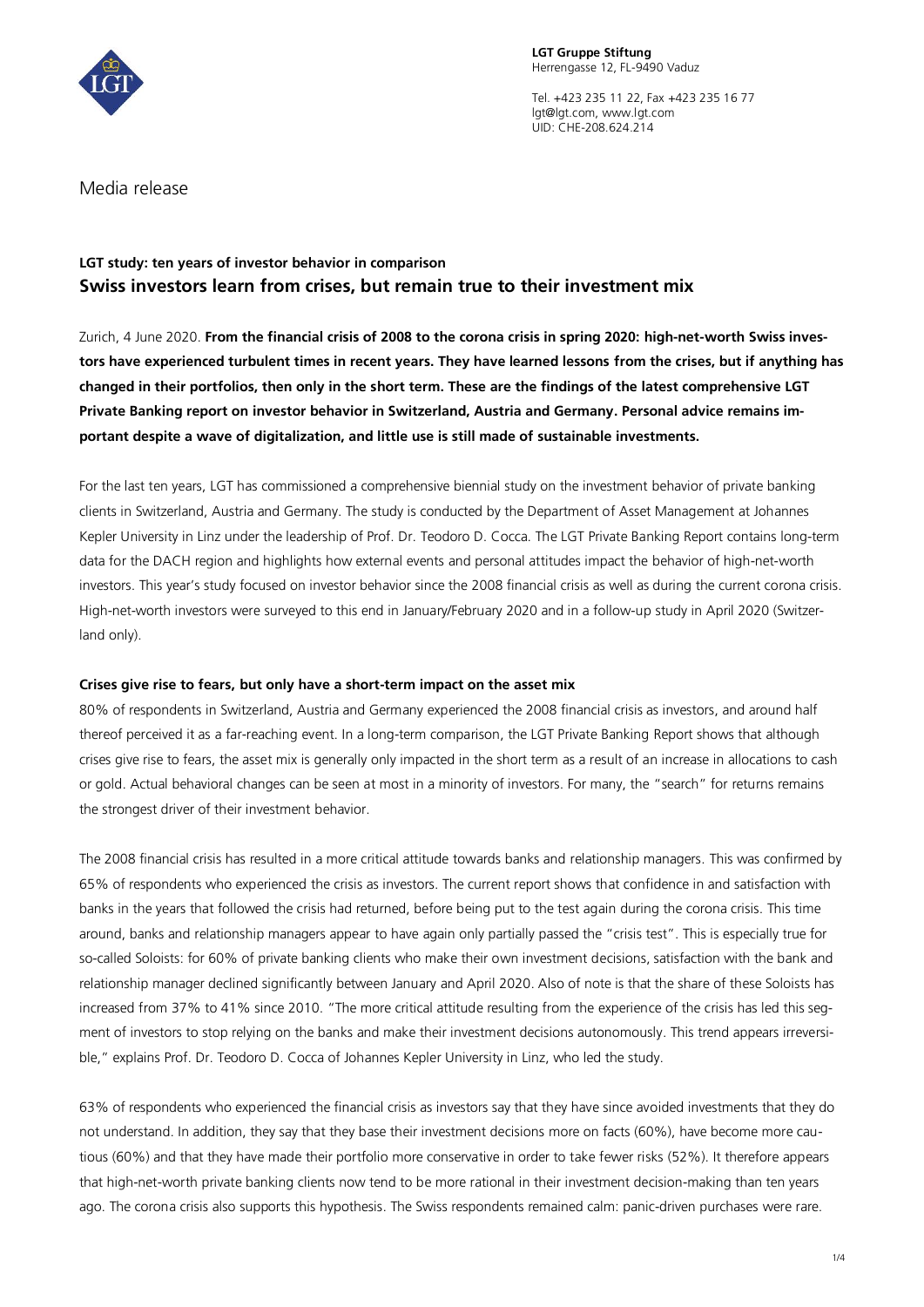**LGT Gruppe Stiftung**
Herrengasse 12, FL-9490 Vaduz

Tel. +423 235 11 22, Fax +423 235 16 77
lgt@lgt.com, www.lgt.com
UID: CHE-208.624.214

Media release

**LGT study: ten years of investor behavior in comparison**

## Swiss investors learn from crises, but remain true to their investment mix

Zurich, 4 June 2020. **From the financial crisis of 2008 to the corona crisis in spring 2020: high-net-worth Swiss investors have experienced turbulent times in recent years. They have learned lessons from the crises, but if anything has changed in their portfolios, then only in the short term. These are the findings of the latest comprehensive LGT Private Banking report on investor behavior in Switzerland, Austria and Germany. Personal advice remains important despite a wave of digitalization, and little use is still made of sustainable investments.**

For the last ten years, LGT has commissioned a comprehensive biennial study on the investment behavior of private banking clients in Switzerland, Austria and Germany. The study is conducted by the Department of Asset Management at Johannes Kepler University in Linz under the leadership of Prof. Dr. Teodoro D. Cocca. The LGT Private Banking Report contains long-term data for the DACH region and highlights how external events and personal attitudes impact the behavior of high-net-worth investors. This year's study focused on investor behavior since the 2008 financial crisis as well as during the current corona crisis. High-net-worth investors were surveyed to this end in January/February 2020 and in a follow-up study in April 2020 (Switzerland only).

### Crises give rise to fears, but only have a short-term impact on the asset mix

80% of respondents in Switzerland, Austria and Germany experienced the 2008 financial crisis as investors, and around half thereof perceived it as a far-reaching event. In a long-term comparison, the LGT Private Banking Report shows that although crises give rise to fears, the asset mix is generally only impacted in the short term as a result of an increase in allocations to cash or gold. Actual behavioral changes can be seen at most in a minority of investors. For many, the "search" for returns remains the strongest driver of their investment behavior.

The 2008 financial crisis has resulted in a more critical attitude towards banks and relationship managers. This was confirmed by 65% of respondents who experienced the crisis as investors. The current report shows that confidence in and satisfaction with banks in the years that followed the crisis had returned, before being put to the test again during the corona crisis. This time around, banks and relationship managers appear to have again only partially passed the "crisis test". This is especially true for so-called Soloists: for 60% of private banking clients who make their own investment decisions, satisfaction with the bank and relationship manager declined significantly between January and April 2020. Also of note is that the share of these Soloists has increased from 37% to 41% since 2010. "The more critical attitude resulting from the experience of the crisis has led this segment of investors to stop relying on the banks and make their investment decisions autonomously. This trend appears irreversible," explains Prof. Dr. Teodoro D. Cocca of Johannes Kepler University in Linz, who led the study.

63% of respondents who experienced the financial crisis as investors say that they have since avoided investments that they do not understand. In addition, they say that they base their investment decisions more on facts (60%), have become more cautious (60%) and that they have made their portfolio more conservative in order to take fewer risks (52%). It therefore appears that high-net-worth private banking clients now tend to be more rational in their investment decision-making than ten years ago. The corona crisis also supports this hypothesis. The Swiss respondents remained calm: panic-driven purchases were rare.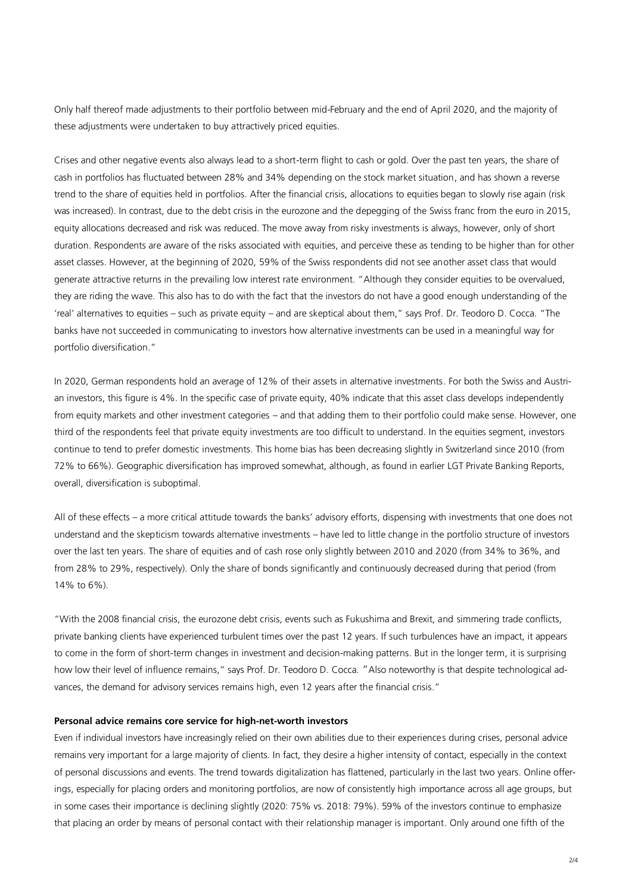Only half thereof made adjustments to their portfolio between mid-February and the end of April 2020, and the majority of these adjustments were undertaken to buy attractively priced equities.

Crises and other negative events also always lead to a short-term flight to cash or gold. Over the past ten years, the share of cash in portfolios has fluctuated between 28% and 34% depending on the stock market situation, and has shown a reverse trend to the share of equities held in portfolios. After the financial crisis, allocations to equities began to slowly rise again (risk was increased). In contrast, due to the debt crisis in the eurozone and the depegging of the Swiss franc from the euro in 2015, equity allocations decreased and risk was reduced. The move away from risky investments is always, however, only of short duration. Respondents are aware of the risks associated with equities, and perceive these as tending to be higher than for other asset classes. However, at the beginning of 2020, 59% of the Swiss respondents did not see another asset class that would generate attractive returns in the prevailing low interest rate environment. "Although they consider equities to be overvalued, they are riding the wave. This also has to do with the fact that the investors do not have a good enough understanding of the 'real' alternatives to equities – such as private equity – and are skeptical about them," says Prof. Dr. Teodoro D. Cocca. "The banks have not succeeded in communicating to investors how alternative investments can be used in a meaningful way for portfolio diversification."

In 2020, German respondents hold an average of 12% of their assets in alternative investments. For both the Swiss and Austrian investors, this figure is 4%. In the specific case of private equity, 40% indicate that this asset class develops independently from equity markets and other investment categories – and that adding them to their portfolio could make sense. However, one third of the respondents feel that private equity investments are too difficult to understand. In the equities segment, investors continue to tend to prefer domestic investments. This home bias has been decreasing slightly in Switzerland since 2010 (from 72% to 66%). Geographic diversification has improved somewhat, although, as found in earlier LGT Private Banking Reports, overall, diversification is suboptimal.

All of these effects – a more critical attitude towards the banks' advisory efforts, dispensing with investments that one does not understand and the skepticism towards alternative investments – have led to little change in the portfolio structure of investors over the last ten years. The share of equities and of cash rose only slightly between 2010 and 2020 (from 34% to 36%, and from 28% to 29%, respectively). Only the share of bonds significantly and continuously decreased during that period (from 14% to 6%).

"With the 2008 financial crisis, the eurozone debt crisis, events such as Fukushima and Brexit, and simmering trade conflicts, private banking clients have experienced turbulent times over the past 12 years. If such turbulences have an impact, it appears to come in the form of short-term changes in investment and decision-making patterns. But in the longer term, it is surprising how low their level of influence remains," says Prof. Dr. Teodoro D. Cocca. "Also noteworthy is that despite technological advances, the demand for advisory services remains high, even 12 years after the financial crisis."

**Personal advice remains core service for high-net-worth investors**

Even if individual investors have increasingly relied on their own abilities due to their experiences during crises, personal advice remains very important for a large majority of clients. In fact, they desire a higher intensity of contact, especially in the context of personal discussions and events. The trend towards digitalization has flattened, particularly in the last two years. Online offerings, especially for placing orders and monitoring portfolios, are now of consistently high importance across all age groups, but in some cases their importance is declining slightly (2020: 75% vs. 2018: 79%). 59% of the investors continue to emphasize that placing an order by means of personal contact with their relationship manager is important. Only around one fifth of the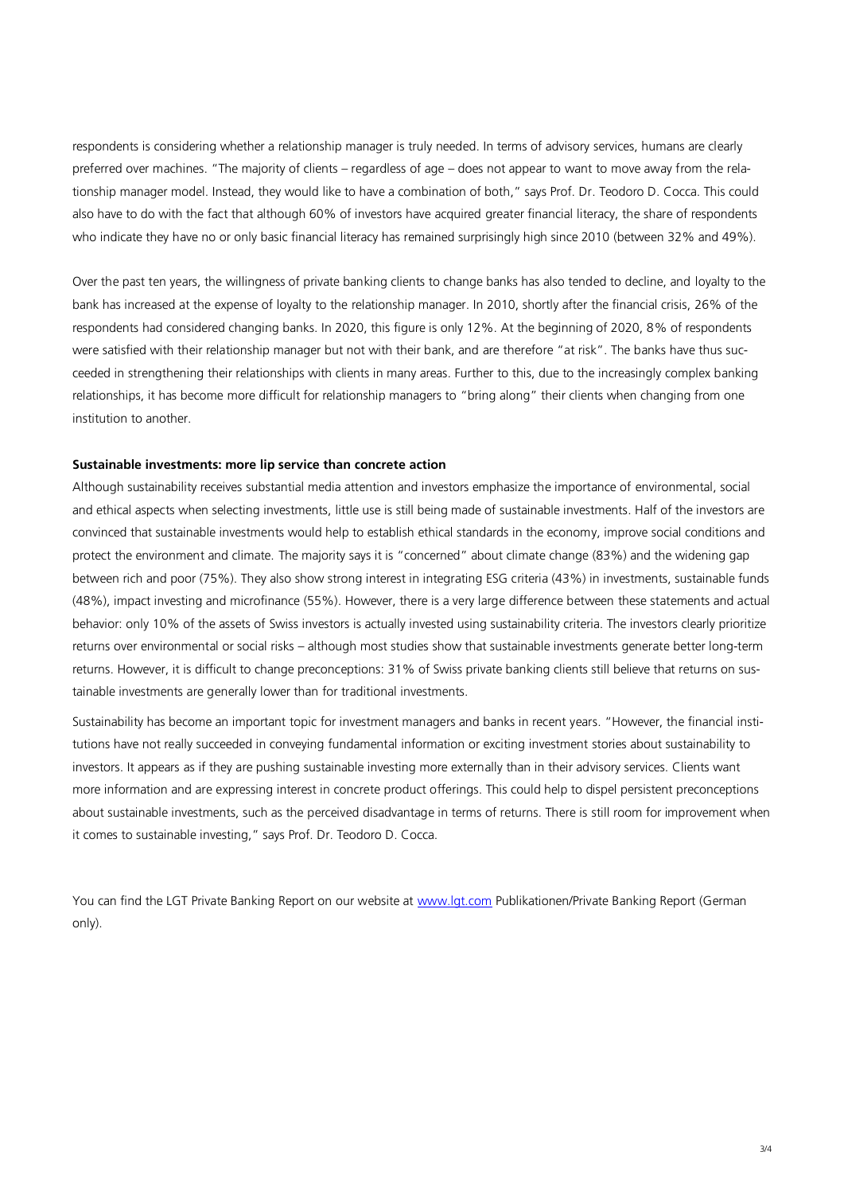respondents is considering whether a relationship manager is truly needed. In terms of advisory services, humans are clearly preferred over machines. "The majority of clients – regardless of age – does not appear to want to move away from the relationship manager model. Instead, they would like to have a combination of both," says Prof. Dr. Teodoro D. Cocca. This could also have to do with the fact that although 60% of investors have acquired greater financial literacy, the share of respondents who indicate they have no or only basic financial literacy has remained surprisingly high since 2010 (between 32% and 49%).

Over the past ten years, the willingness of private banking clients to change banks has also tended to decline, and loyalty to the bank has increased at the expense of loyalty to the relationship manager. In 2010, shortly after the financial crisis, 26% of the respondents had considered changing banks. In 2020, this figure is only 12%. At the beginning of 2020, 8% of respondents were satisfied with their relationship manager but not with their bank, and are therefore "at risk". The banks have thus succeeded in strengthening their relationships with clients in many areas. Further to this, due to the increasingly complex banking relationships, it has become more difficult for relationship managers to "bring along" their clients when changing from one institution to another.

**Sustainable investments: more lip service than concrete action**

Although sustainability receives substantial media attention and investors emphasize the importance of environmental, social and ethical aspects when selecting investments, little use is still being made of sustainable investments. Half of the investors are convinced that sustainable investments would help to establish ethical standards in the economy, improve social conditions and protect the environment and climate. The majority says it is "concerned" about climate change (83%) and the widening gap between rich and poor (75%). They also show strong interest in integrating ESG criteria (43%) in investments, sustainable funds (48%), impact investing and microfinance (55%). However, there is a very large difference between these statements and actual behavior: only 10% of the assets of Swiss investors is actually invested using sustainability criteria. The investors clearly prioritize returns over environmental or social risks – although most studies show that sustainable investments generate better long-term returns. However, it is difficult to change preconceptions: 31% of Swiss private banking clients still believe that returns on sustainable investments are generally lower than for traditional investments.

Sustainability has become an important topic for investment managers and banks in recent years. "However, the financial institutions have not really succeeded in conveying fundamental information or exciting investment stories about sustainability to investors. It appears as if they are pushing sustainable investing more externally than in their advisory services. Clients want more information and are expressing interest in concrete product offerings. This could help to dispel persistent preconceptions about sustainable investments, such as the perceived disadvantage in terms of returns. There is still room for improvement when it comes to sustainable investing," says Prof. Dr. Teodoro D. Cocca.

You can find the LGT Private Banking Report on our website at [www.lgt.com](http://www.lgt.com) Publikationen/Private Banking Report (German only).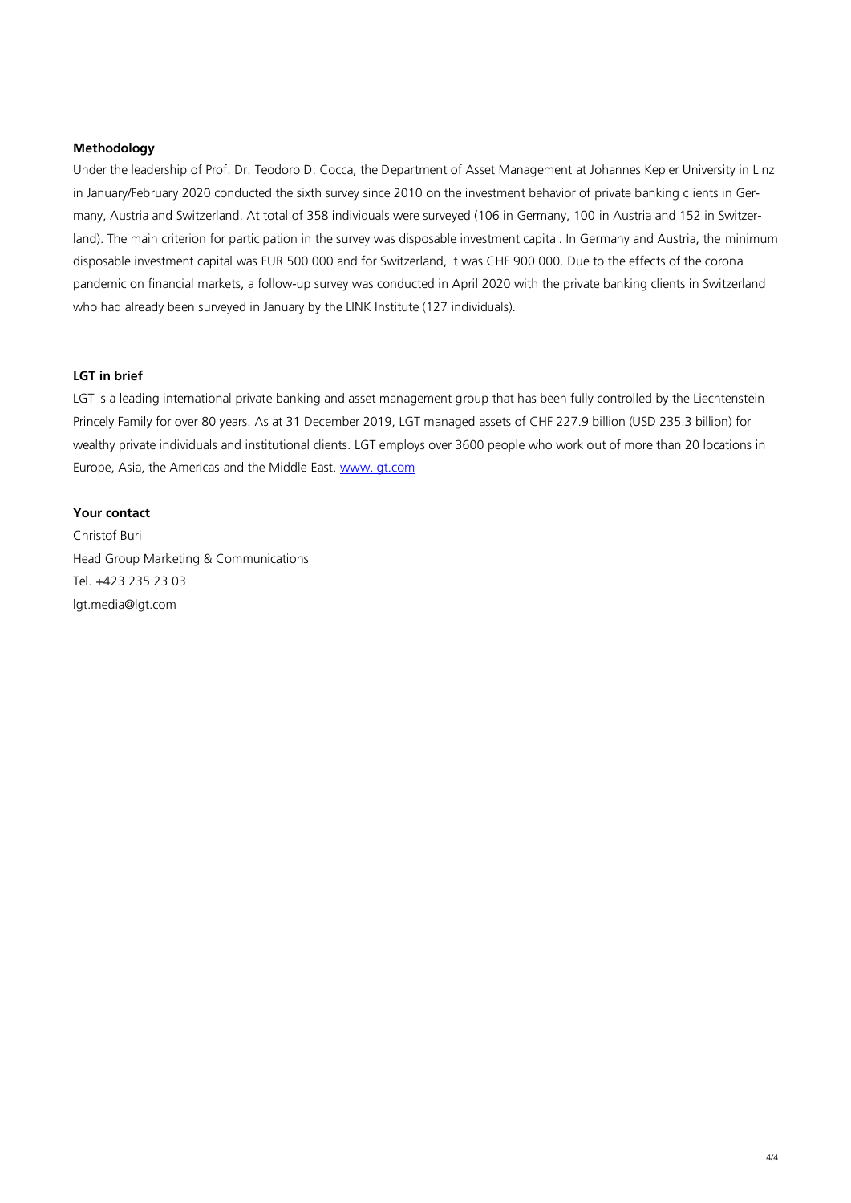**Methodology**

Under the leadership of Prof. Dr. Teodoro D. Cocca, the Department of Asset Management at Johannes Kepler University in Linz in January/February 2020 conducted the sixth survey since 2010 on the investment behavior of private banking clients in Germany, Austria and Switzerland. At total of 358 individuals were surveyed (106 in Germany, 100 in Austria and 152 in Switzerland). The main criterion for participation in the survey was disposable investment capital. In Germany and Austria, the minimum disposable investment capital was EUR 500 000 and for Switzerland, it was CHF 900 000. Due to the effects of the corona pandemic on financial markets, a follow-up survey was conducted in April 2020 with the private banking clients in Switzerland who had already been surveyed in January by the LINK Institute (127 individuals).

**LGT in brief**

LGT is a leading international private banking and asset management group that has been fully controlled by the Liechtenstein Princely Family for over 80 years. As at 31 December 2019, LGT managed assets of CHF 227.9 billion (USD 235.3 billion) for wealthy private individuals and institutional clients. LGT employs over 3600 people who work out of more than 20 locations in Europe, Asia, the Americas and the Middle East. [www.lgt.com](http://www.lgt.com)

**Your contact**

Christof Buri
Head Group Marketing & Communications
Tel. +423 235 23 03
lgt.media@lgt.com